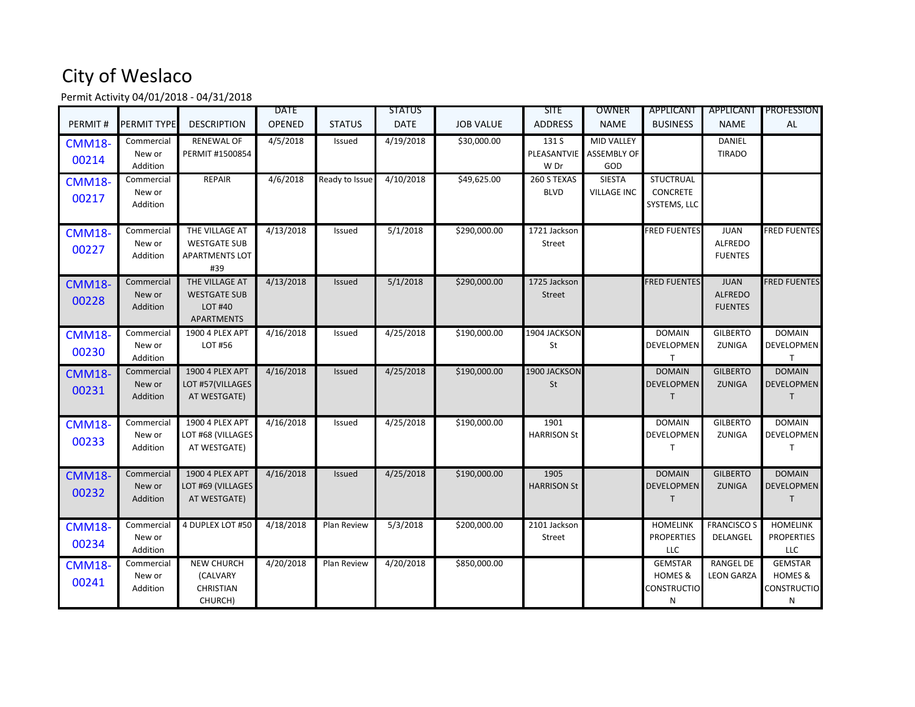# City of Weslaco

Permit Activity 04/01/2018 - 04/31/2018

| PERMIT # | PERMIT TYPE | DESCRIPTION | DATE OPENED | STATUS | STATUS DATE | JOB VALUE | SITE ADDRESS | OWNER NAME | APPLICANT BUSINESS | APPLICANT NAME | PROFESSIONAL |
|---|---|---|---|---|---|---|---|---|---|---|---|
| CMM18-00214 | Commercial New or Addition | RENEWAL OF PERMIT #1500854 | 4/5/2018 | Issued | 4/19/2018 | $30,000.00 | 131 S PLEASANTVIEW Dr | MID VALLEY ASSEMBLY OF GOD | | DANIEL TIRADO | |
| CMM18-00217 | Commercial New or Addition | REPAIR | 4/6/2018 | Ready to Issue | 4/10/2018 | $49,625.00 | 260 S TEXAS BLVD | SIESTA VILLAGE INC | STUCTRUAL CONCRETE SYSTEMS, LLC | | |
| CMM18-00227 | Commercial New or Addition | THE VILLAGE AT WESTGATE SUB APARTMENTS LOT #39 | 4/13/2018 | Issued | 5/1/2018 | $290,000.00 | 1721 Jackson Street | | FRED FUENTES | JUAN ALFREDO FUENTES | FRED FUENTES |
| CMM18-00228 | Commercial New or Addition | THE VILLAGE AT WESTGATE SUB LOT #40 APARTMENTS | 4/13/2018 | Issued | 5/1/2018 | $290,000.00 | 1725 Jackson Street | | FRED FUENTES | JUAN ALFREDO FUENTES | FRED FUENTES |
| CMM18-00230 | Commercial New or Addition | 1900 4 PLEX APT LOT #56 | 4/16/2018 | Issued | 4/25/2018 | $190,000.00 | 1904 JACKSON St | | DOMAIN DEVELOPMENT | GILBERTO ZUNIGA | DOMAIN DEVELOPMENT |
| CMM18-00231 | Commercial New or Addition | 1900 4 PLEX APT LOT #57(VILLAGES AT WESTGATE) | 4/16/2018 | Issued | 4/25/2018 | $190,000.00 | 1900 JACKSON St | | DOMAIN DEVELOPMENT | GILBERTO ZUNIGA | DOMAIN DEVELOPMENT |
| CMM18-00233 | Commercial New or Addition | 1900 4 PLEX APT LOT #68 (VILLAGES AT WESTGATE) | 4/16/2018 | Issued | 4/25/2018 | $190,000.00 | 1901 HARRISON St | | DOMAIN DEVELOPMENT | GILBERTO ZUNIGA | DOMAIN DEVELOPMENT |
| CMM18-00232 | Commercial New or Addition | 1900 4 PLEX APT LOT #69 (VILLAGES AT WESTGATE) | 4/16/2018 | Issued | 4/25/2018 | $190,000.00 | 1905 HARRISON St | | DOMAIN DEVELOPMENT | GILBERTO ZUNIGA | DOMAIN DEVELOPMENT |
| CMM18-00234 | Commercial New or Addition | 4 DUPLEX LOT #50 | 4/18/2018 | Plan Review | 5/3/2018 | $200,000.00 | 2101 Jackson Street | | HOMELINK PROPERTIES LLC | FRANCISCO S DELANGEL | HOMELINK PROPERTIES LLC |
| CMM18-00241 | Commercial New or Addition | NEW CHURCH (CALVARY CHRISTIAN CHURCH) | 4/20/2018 | Plan Review | 4/20/2018 | $850,000.00 | | | GEMSTAR HOMES & CONSTRUCTION | RANGEL DE LEON GARZA | GEMSTAR HOMES & CONSTRUCTION |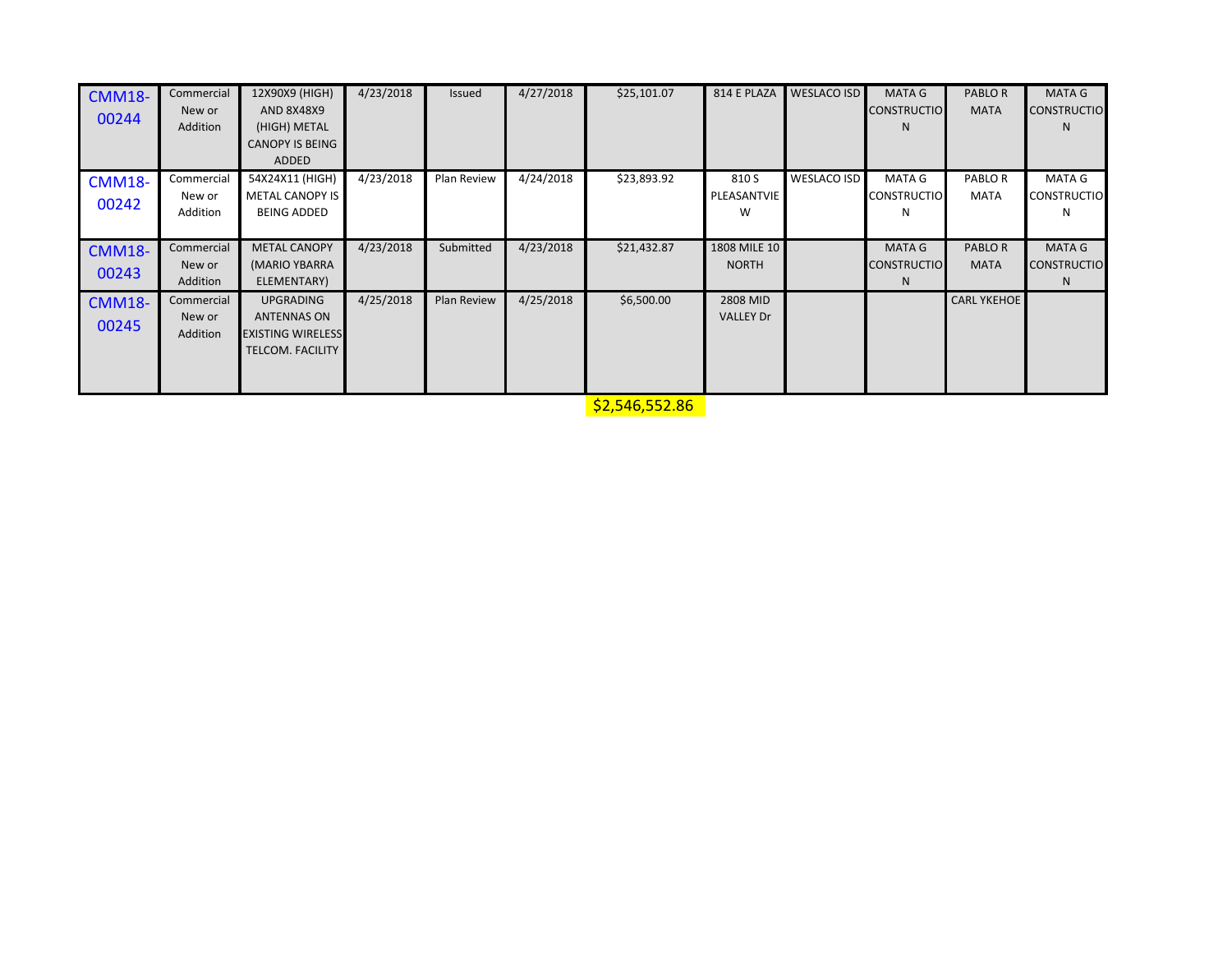| | | | | | | | | | | | |
|---|---|---|---|---|---|---|---|---|---|---|---|
| CMM18-00244 | Commercial New or Addition | 12X90X9 (HIGH) AND 8X48X9 (HIGH) METAL CANOPY IS BEING ADDED | 4/23/2018 | Issued | 4/27/2018 | $25,101.07 | 814 E PLAZA | WESLACO ISD | MATA G CONSTRUCTION | PABLO R MATA | MATA G CONSTRUCTION |
| CMM18-00242 | Commercial New or Addition | 54X24X11 (HIGH) METAL CANOPY IS BEING ADDED | 4/23/2018 | Plan Review | 4/24/2018 | $23,893.92 | 810 S PLEASANTVIEW | WESLACO ISD | MATA G CONSTRUCTION | PABLO R MATA | MATA G CONSTRUCTION |
| CMM18-00243 | Commercial New or Addition | METAL CANOPY (MARIO YBARRA ELEMENTARY) | 4/23/2018 | Submitted | 4/23/2018 | $21,432.87 | 1808 MILE 10 NORTH | | MATA G CONSTRUCTION | PABLO R MATA | MATA G CONSTRUCTION |
| CMM18-00245 | Commercial New or Addition | UPGRADING ANTENNAS ON EXISTING WIRELESS TELCOM. FACILITY | 4/25/2018 | Plan Review | 4/25/2018 | $6,500.00 | 2808 MID VALLEY Dr | | | CARL YKEHOE | |
| | | | | | | $2,546,552.86 | | | | | |